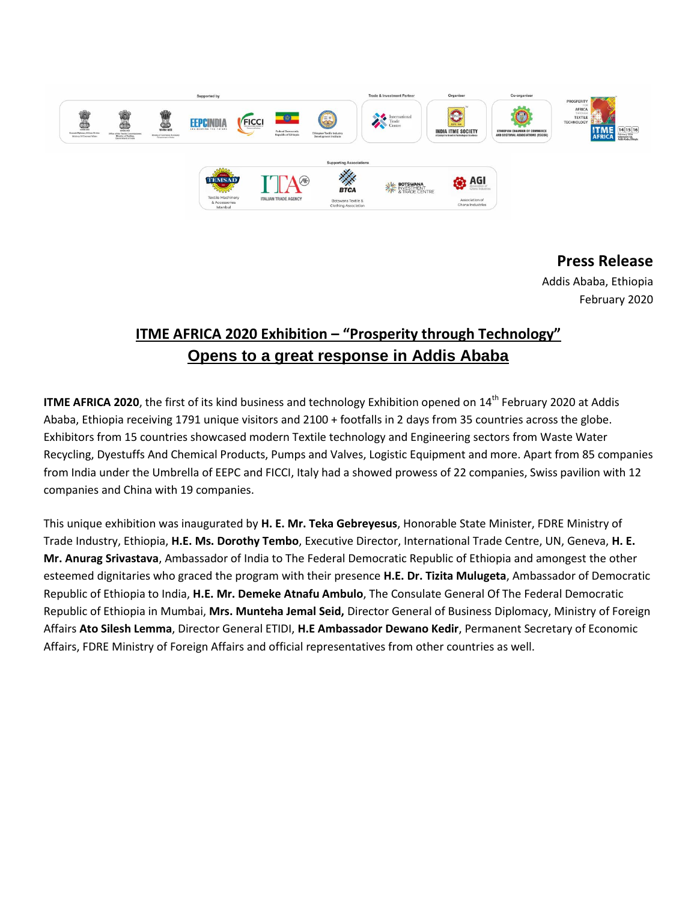**Press Release**

Addis Ababa, Ethiopia

February 2020

# ITME AFRICA 2020 Exhibition – "Prosperity through Technology" Opens to a great response in Addis Ababa

**ITME AFRICA 2020**, the first of its kind business and technology Exhibition opened on 14th February 2020 at Addis Ababa, Ethiopia receiving 1791 unique visitors and 2100 + footfalls in 2 days from 35 countries across the globe. Exhibitors from 15 countries showcased modern Textile technology and Engineering sectors from Waste Water Recycling, Dyestuffs And Chemical Products, Pumps and Valves, Logistic Equipment and more. Apart from 85 companies from India under the Umbrella of EEPC and FICCI, Italy had a showed prowess of 22 companies, Swiss pavilion with 12 companies and China with 19 companies.

This unique exhibition was inaugurated by **H. E. Mr. Teka Gebreyesus**, Honorable State Minister, FDRE Ministry of Trade Industry, Ethiopia, **H.E. Ms. Dorothy Tembo**, Executive Director, International Trade Centre, UN, Geneva, **H. E. Mr. Anurag Srivastava**, Ambassador of India to The Federal Democratic Republic of Ethiopia and amongest the other esteemed dignitaries who graced the program with their presence **H.E. Dr. Tizita Mulugeta**, Ambassador of Democratic Republic of Ethiopia to India, **H.E. Mr. Demeke Atnafu Ambulo**, The Consulate General Of The Federal Democratic Republic of Ethiopia in Mumbai, **Mrs. Munteha Jemal Seid,** Director General of Business Diplomacy, Ministry of Foreign Affairs **Ato Silesh Lemma**, Director General ETIDI, **H.E Ambassador Dewano Kedir**, Permanent Secretary of Economic Affairs, FDRE Ministry of Foreign Affairs and official representatives from other countries as well.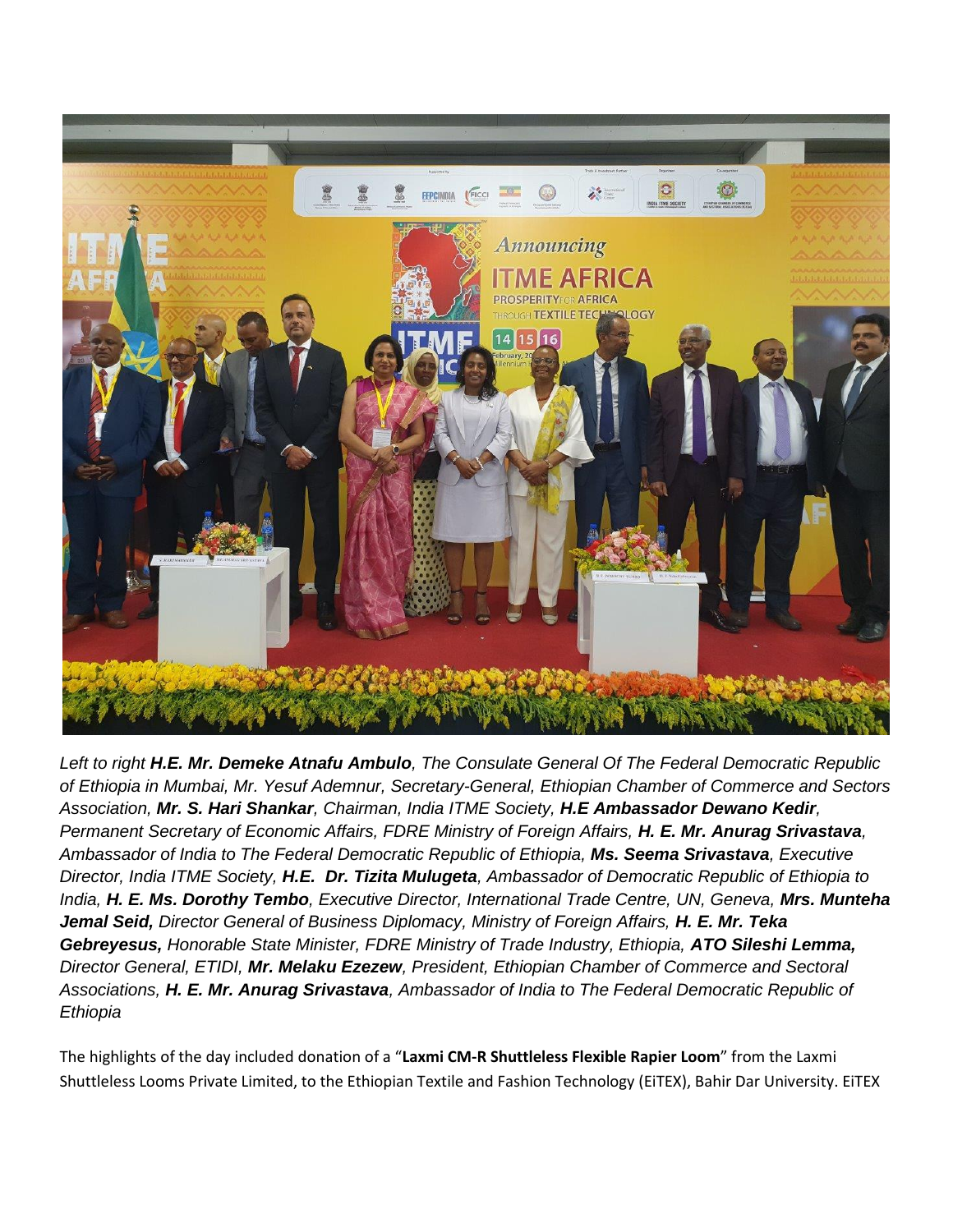*Left to right* ***H.E. Mr. Demeke Atnafu Ambulo****, The Consulate General Of The Federal Democratic Republic of Ethiopia in Mumbai, Mr. Yesuf Ademnur, Secretary-General, Ethiopian Chamber of Commerce and Sectors Association,* ***Mr. S. Hari Shankar****, Chairman, India ITME Society,* ***H.E Ambassador Dewano Kedir****, Permanent Secretary of Economic Affairs, FDRE Ministry of Foreign Affairs,* ***H. E. Mr. Anurag Srivastava****, Ambassador of India to The Federal Democratic Republic of Ethiopia,* ***Ms. Seema Srivastava****, Executive Director, India ITME Society,* ***H.E. Dr. Tizita Mulugeta****, Ambassador of Democratic Republic of Ethiopia to India,* ***H. E. Ms. Dorothy Tembo****, Executive Director, International Trade Centre, UN, Geneva,* ***Mrs. Munteha Jemal Seid,*** *Director General of Business Diplomacy, Ministry of Foreign Affairs,* ***H. E. Mr. Teka Gebreyesus,*** *Honorable State Minister, FDRE Ministry of Trade Industry, Ethiopia,* ***ATO Sileshi Lemma,*** *Director General, ETIDI,* ***Mr. Melaku Ezezew****, President, Ethiopian Chamber of Commerce and Sectoral Associations,* ***H. E. Mr. Anurag Srivastava****, Ambassador of India to The Federal Democratic Republic of Ethiopia*

The highlights of the day included donation of a "**Laxmi CM-R Shuttleless Flexible Rapier Loom**" from the Laxmi Shuttleless Looms Private Limited, to the Ethiopian Textile and Fashion Technology (EiTEX), Bahir Dar University. EiTEX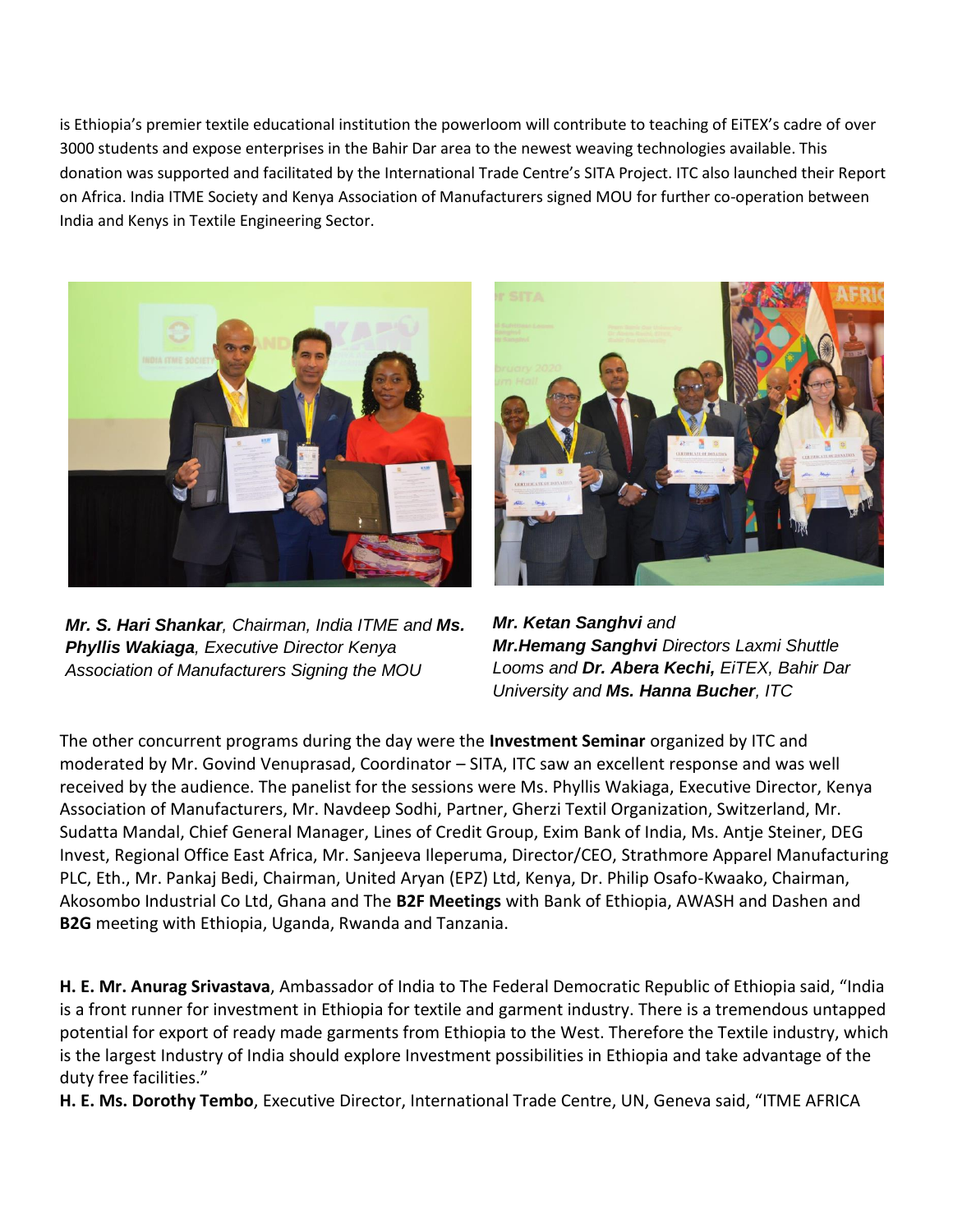is Ethiopia's premier textile educational institution the powerloom will contribute to teaching of EiTEX's cadre of over 3000 students and expose enterprises in the Bahir Dar area to the newest weaving technologies available. This donation was supported and facilitated by the International Trade Centre's SITA Project. ITC also launched their Report on Africa. India ITME Society and Kenya Association of Manufacturers signed MOU for further co-operation between India and Kenys in Textile Engineering Sector.

***Mr. S. Hari Shankar**, Chairman, India ITME and **Ms. Phyllis Wakiaga**, Executive Director Kenya Association of Manufacturers Signing the MOU*

***Mr. Ketan Sanghvi** and **Mr.Hemang Sanghvi** Directors Laxmi Shuttle Looms and **Dr. Abera Kechi,** EiTEX, Bahir Dar University and **Ms. Hanna Bucher**, ITC*

The other concurrent programs during the day were the **Investment Seminar** organized by ITC and moderated by Mr. Govind Venuprasad, Coordinator – SITA, ITC saw an excellent response and was well received by the audience. The panelist for the sessions were Ms. Phyllis Wakiaga, Executive Director, Kenya Association of Manufacturers, Mr. Navdeep Sodhi, Partner, Gherzi Textil Organization, Switzerland, Mr. Sudatta Mandal, Chief General Manager, Lines of Credit Group, Exim Bank of India, Ms. Antje Steiner, DEG Invest, Regional Office East Africa, Mr. Sanjeeva Ileperuma, Director/CEO, Strathmore Apparel Manufacturing PLC, Eth., Mr. Pankaj Bedi, Chairman, United Aryan (EPZ) Ltd, Kenya, Dr. Philip Osafo-Kwaako, Chairman, Akosombo Industrial Co Ltd, Ghana and The **B2F Meetings** with Bank of Ethiopia, AWASH and Dashen and **B2G** meeting with Ethiopia, Uganda, Rwanda and Tanzania.

**H. E. Mr. Anurag Srivastava**, Ambassador of India to The Federal Democratic Republic of Ethiopia said, "India is a front runner for investment in Ethiopia for textile and garment industry. There is a tremendous untapped potential for export of ready made garments from Ethiopia to the West. Therefore the Textile industry, which is the largest Industry of India should explore Investment possibilities in Ethiopia and take advantage of the duty free facilities."

**H. E. Ms. Dorothy Tembo**, Executive Director, International Trade Centre, UN, Geneva said, "ITME AFRICA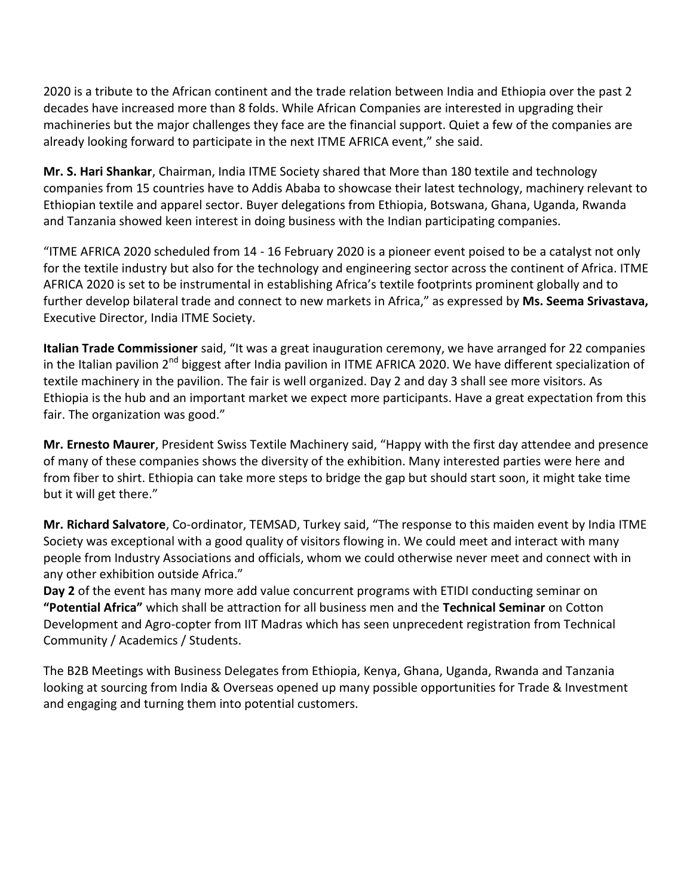2020 is a tribute to the African continent and the trade relation between India and Ethiopia over the past 2 decades have increased more than 8 folds. While African Companies are interested in upgrading their machineries but the major challenges they face are the financial support. Quiet a few of the companies are already looking forward to participate in the next ITME AFRICA event," she said.

**Mr. S. Hari Shankar**, Chairman, India ITME Society shared that More than 180 textile and technology companies from 15 countries have to Addis Ababa to showcase their latest technology, machinery relevant to Ethiopian textile and apparel sector. Buyer delegations from Ethiopia, Botswana, Ghana, Uganda, Rwanda and Tanzania showed keen interest in doing business with the Indian participating companies.

"ITME AFRICA 2020 scheduled from 14 - 16 February 2020 is a pioneer event poised to be a catalyst not only for the textile industry but also for the technology and engineering sector across the continent of Africa. ITME AFRICA 2020 is set to be instrumental in establishing Africa's textile footprints prominent globally and to further develop bilateral trade and connect to new markets in Africa," as expressed by **Ms. Seema Srivastava,** Executive Director, India ITME Society.

**Italian Trade Commissioner** said, "It was a great inauguration ceremony, we have arranged for 22 companies in the Italian pavilion 2nd biggest after India pavilion in ITME AFRICA 2020. We have different specialization of textile machinery in the pavilion. The fair is well organized. Day 2 and day 3 shall see more visitors. As Ethiopia is the hub and an important market we expect more participants. Have a great expectation from this fair. The organization was good."

**Mr. Ernesto Maurer**, President Swiss Textile Machinery said, "Happy with the first day attendee and presence of many of these companies shows the diversity of the exhibition. Many interested parties were here and from fiber to shirt. Ethiopia can take more steps to bridge the gap but should start soon, it might take time but it will get there."

**Mr. Richard Salvatore**, Co-ordinator, TEMSAD, Turkey said, "The response to this maiden event by India ITME Society was exceptional with a good quality of visitors flowing in. We could meet and interact with many people from Industry Associations and officials, whom we could otherwise never meet and connect with in any other exhibition outside Africa."

**Day 2** of the event has many more add value concurrent programs with ETIDI conducting seminar on **"Potential Africa"** which shall be attraction for all business men and the **Technical Seminar** on Cotton Development and Agro-copter from IIT Madras which has seen unprecedent registration from Technical Community / Academics / Students.

The B2B Meetings with Business Delegates from Ethiopia, Kenya, Ghana, Uganda, Rwanda and Tanzania looking at sourcing from India & Overseas opened up many possible opportunities for Trade & Investment and engaging and turning them into potential customers.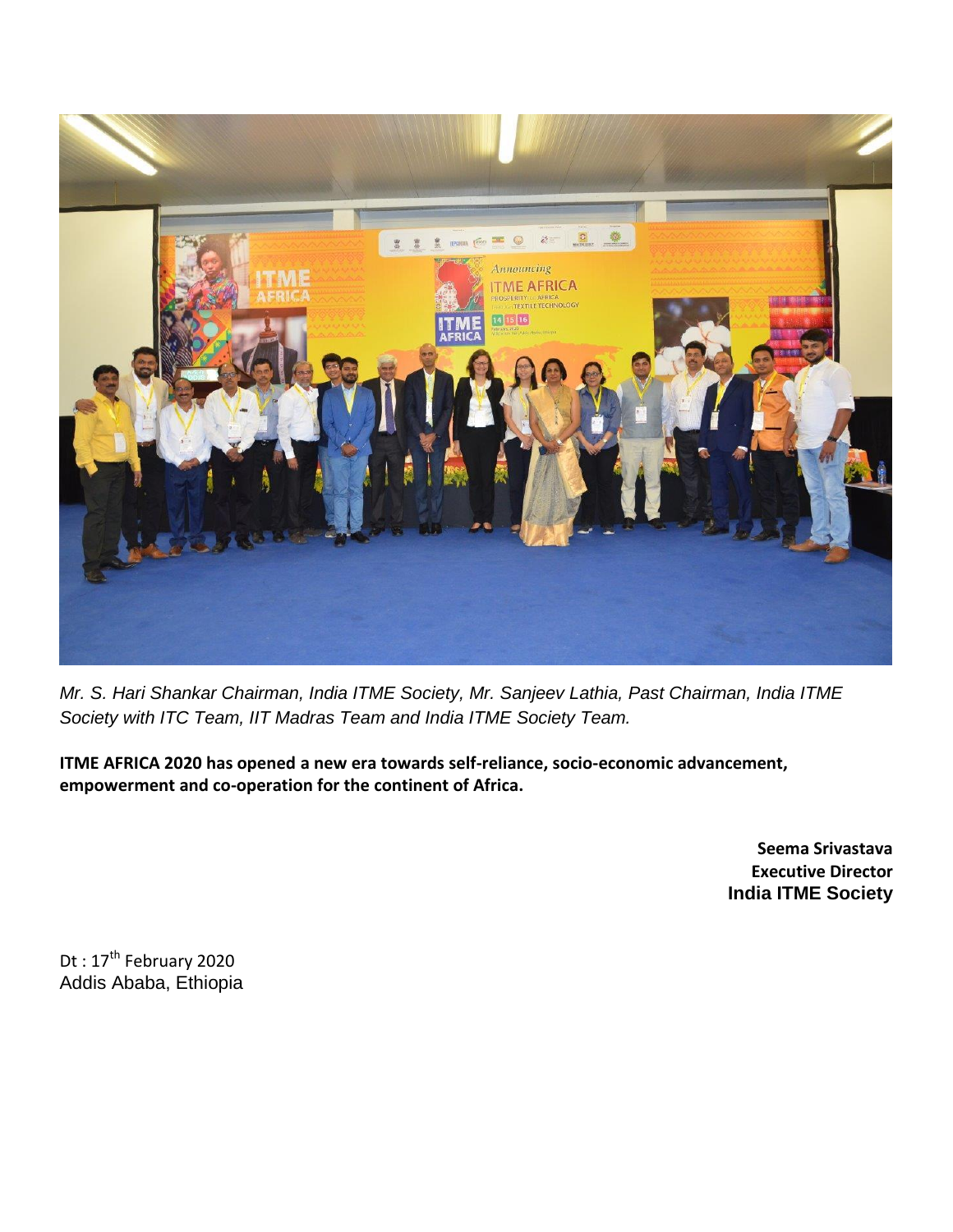*Mr. S. Hari Shankar Chairman, India ITME Society, Mr. Sanjeev Lathia, Past Chairman, India ITME Society with ITC Team, IIT Madras Team and India ITME Society Team.*

**ITME AFRICA 2020 has opened a new era towards self-reliance, socio-economic advancement, empowerment and co-operation for the continent of Africa.**

**Seema Srivastava**
**Executive Director**
**India ITME Society**

Dt : 17th February 2020
Addis Ababa, Ethiopia